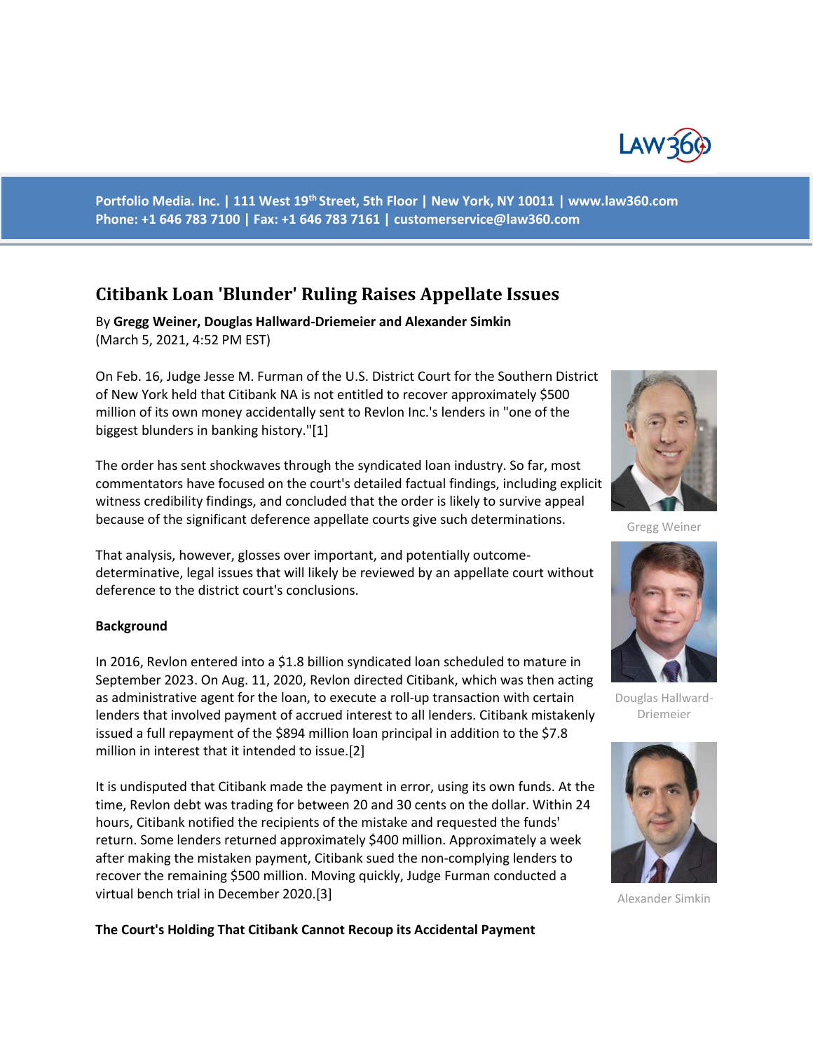Portfolio Media. Inc. | 111 West 19th Street, 5th Floor | New York, NY 10011 | www.law360.com
Phone: +1 646 783 7100 | Fax: +1 646 783 7161 | customerservice@law360.com

# Citibank Loan 'Blunder' Ruling Raises Appellate Issues

By **Gregg Weiner, Douglas Hallward-Driemeier and Alexander Simkin**
(March 5, 2021, 4:52 PM EST)

On Feb. 16, Judge Jesse M. Furman of the U.S. District Court for the Southern District of New York held that Citibank NA is not entitled to recover approximately $500 million of its own money accidentally sent to Revlon Inc.'s lenders in "one of the biggest blunders in banking history."[1]

The order has sent shockwaves through the syndicated loan industry. So far, most commentators have focused on the court's detailed factual findings, including explicit witness credibility findings, and concluded that the order is likely to survive appeal because of the significant deference appellate courts give such determinations.

That analysis, however, glosses over important, and potentially outcome-determinative, legal issues that will likely be reviewed by an appellate court without deference to the district court's conclusions.

Gregg Weiner

Douglas Hallward-Driemeier

Alexander Simkin

**Background**

In 2016, Revlon entered into a $1.8 billion syndicated loan scheduled to mature in September 2023. On Aug. 11, 2020, Revlon directed Citibank, which was then acting as administrative agent for the loan, to execute a roll-up transaction with certain lenders that involved payment of accrued interest to all lenders. Citibank mistakenly issued a full repayment of the $894 million loan principal in addition to the $7.8 million in interest that it intended to issue.[2]

It is undisputed that Citibank made the payment in error, using its own funds. At the time, Revlon debt was trading for between 20 and 30 cents on the dollar. Within 24 hours, Citibank notified the recipients of the mistake and requested the funds' return. Some lenders returned approximately $400 million. Approximately a week after making the mistaken payment, Citibank sued the non-complying lenders to recover the remaining $500 million. Moving quickly, Judge Furman conducted a virtual bench trial in December 2020.[3]

**The Court's Holding That Citibank Cannot Recoup its Accidental Payment**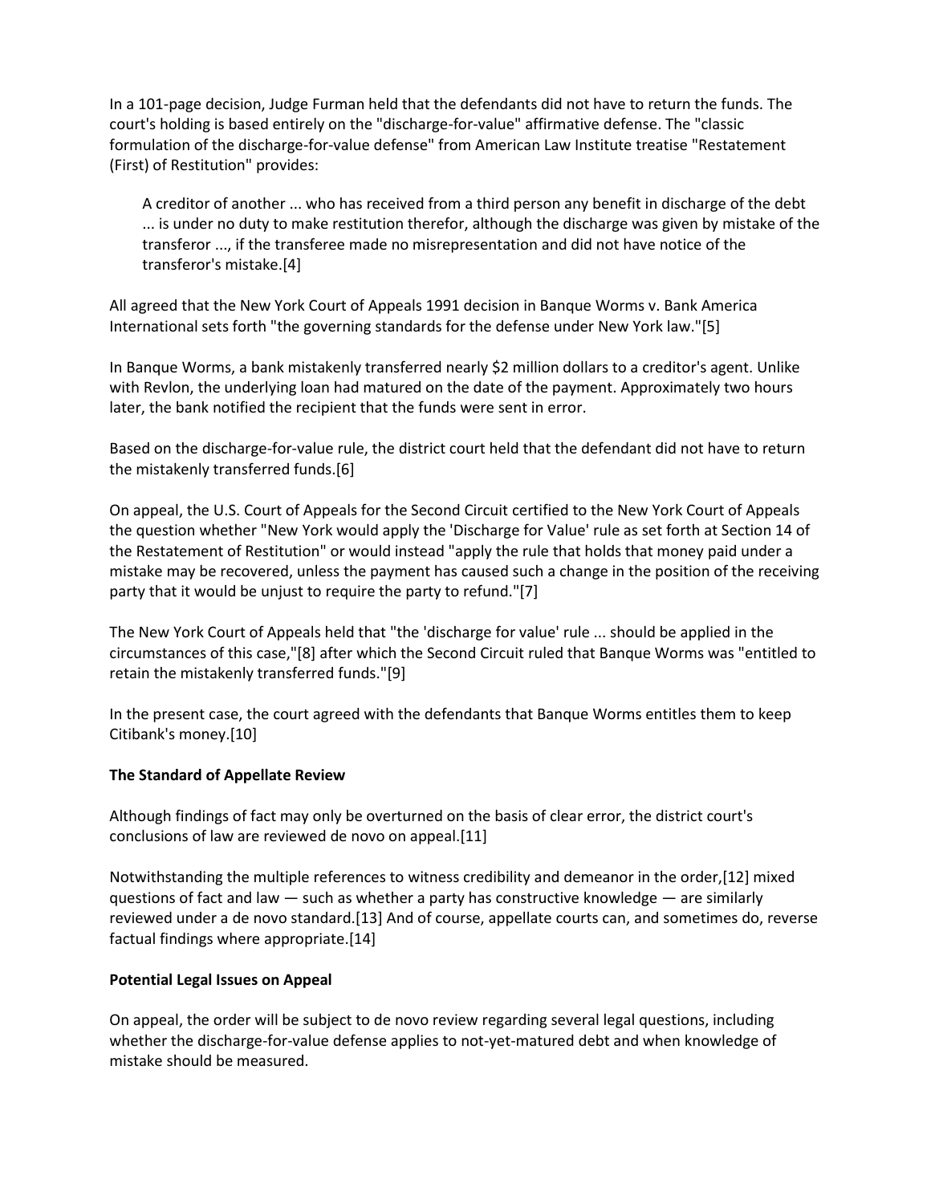In a 101-page decision, Judge Furman held that the defendants did not have to return the funds. The court's holding is based entirely on the "discharge-for-value" affirmative defense. The "classic formulation of the discharge-for-value defense" from American Law Institute treatise "Restatement (First) of Restitution" provides:

> A creditor of another ... who has received from a third person any benefit in discharge of the debt ... is under no duty to make restitution therefor, although the discharge was given by mistake of the transferor ..., if the transferee made no misrepresentation and did not have notice of the transferor's mistake.[4]

All agreed that the New York Court of Appeals 1991 decision in Banque Worms v. Bank America International sets forth "the governing standards for the defense under New York law."[5]

In Banque Worms, a bank mistakenly transferred nearly $2 million dollars to a creditor's agent. Unlike with Revlon, the underlying loan had matured on the date of the payment. Approximately two hours later, the bank notified the recipient that the funds were sent in error.

Based on the discharge-for-value rule, the district court held that the defendant did not have to return the mistakenly transferred funds.[6]

On appeal, the U.S. Court of Appeals for the Second Circuit certified to the New York Court of Appeals the question whether "New York would apply the 'Discharge for Value' rule as set forth at Section 14 of the Restatement of Restitution" or would instead "apply the rule that holds that money paid under a mistake may be recovered, unless the payment has caused such a change in the position of the receiving party that it would be unjust to require the party to refund."[7]

The New York Court of Appeals held that "the 'discharge for value' rule ... should be applied in the circumstances of this case,"[8] after which the Second Circuit ruled that Banque Worms was "entitled to retain the mistakenly transferred funds."[9]

In the present case, the court agreed with the defendants that Banque Worms entitles them to keep Citibank's money.[10]

**The Standard of Appellate Review**

Although findings of fact may only be overturned on the basis of clear error, the district court's conclusions of law are reviewed de novo on appeal.[11]

Notwithstanding the multiple references to witness credibility and demeanor in the order,[12] mixed questions of fact and law — such as whether a party has constructive knowledge — are similarly reviewed under a de novo standard.[13] And of course, appellate courts can, and sometimes do, reverse factual findings where appropriate.[14]

**Potential Legal Issues on Appeal**

On appeal, the order will be subject to de novo review regarding several legal questions, including whether the discharge-for-value defense applies to not-yet-matured debt and when knowledge of mistake should be measured.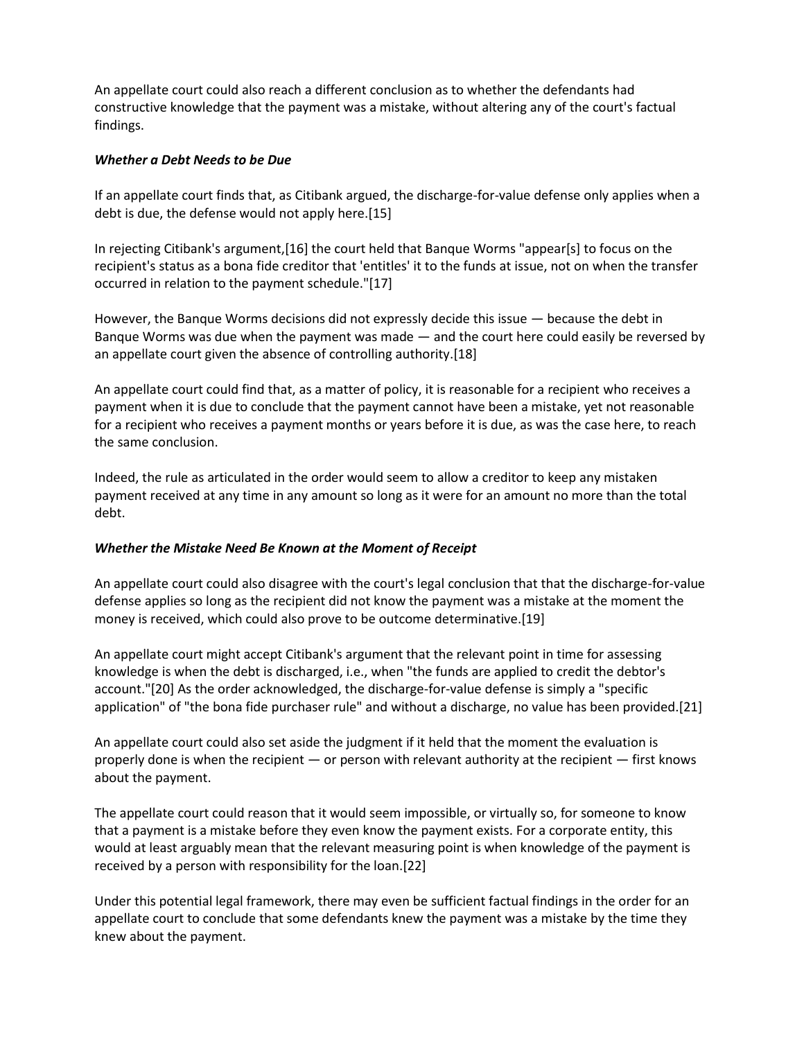An appellate court could also reach a different conclusion as to whether the defendants had constructive knowledge that the payment was a mistake, without altering any of the court's factual findings.

### *Whether a Debt Needs to be Due*

If an appellate court finds that, as Citibank argued, the discharge-for-value defense only applies when a debt is due, the defense would not apply here.[15]

In rejecting Citibank's argument,[16] the court held that Banque Worms "appear[s] to focus on the recipient's status as a bona fide creditor that 'entitles' it to the funds at issue, not on when the transfer occurred in relation to the payment schedule."[17]

However, the Banque Worms decisions did not expressly decide this issue — because the debt in Banque Worms was due when the payment was made — and the court here could easily be reversed by an appellate court given the absence of controlling authority.[18]

An appellate court could find that, as a matter of policy, it is reasonable for a recipient who receives a payment when it is due to conclude that the payment cannot have been a mistake, yet not reasonable for a recipient who receives a payment months or years before it is due, as was the case here, to reach the same conclusion.

Indeed, the rule as articulated in the order would seem to allow a creditor to keep any mistaken payment received at any time in any amount so long as it were for an amount no more than the total debt.

### *Whether the Mistake Need Be Known at the Moment of Receipt*

An appellate court could also disagree with the court's legal conclusion that that the discharge-for-value defense applies so long as the recipient did not know the payment was a mistake at the moment the money is received, which could also prove to be outcome determinative.[19]

An appellate court might accept Citibank's argument that the relevant point in time for assessing knowledge is when the debt is discharged, i.e., when "the funds are applied to credit the debtor's account."[20] As the order acknowledged, the discharge-for-value defense is simply a "specific application" of "the bona fide purchaser rule" and without a discharge, no value has been provided.[21]

An appellate court could also set aside the judgment if it held that the moment the evaluation is properly done is when the recipient — or person with relevant authority at the recipient — first knows about the payment.

The appellate court could reason that it would seem impossible, or virtually so, for someone to know that a payment is a mistake before they even know the payment exists. For a corporate entity, this would at least arguably mean that the relevant measuring point is when knowledge of the payment is received by a person with responsibility for the loan.[22]

Under this potential legal framework, there may even be sufficient factual findings in the order for an appellate court to conclude that some defendants knew the payment was a mistake by the time they knew about the payment.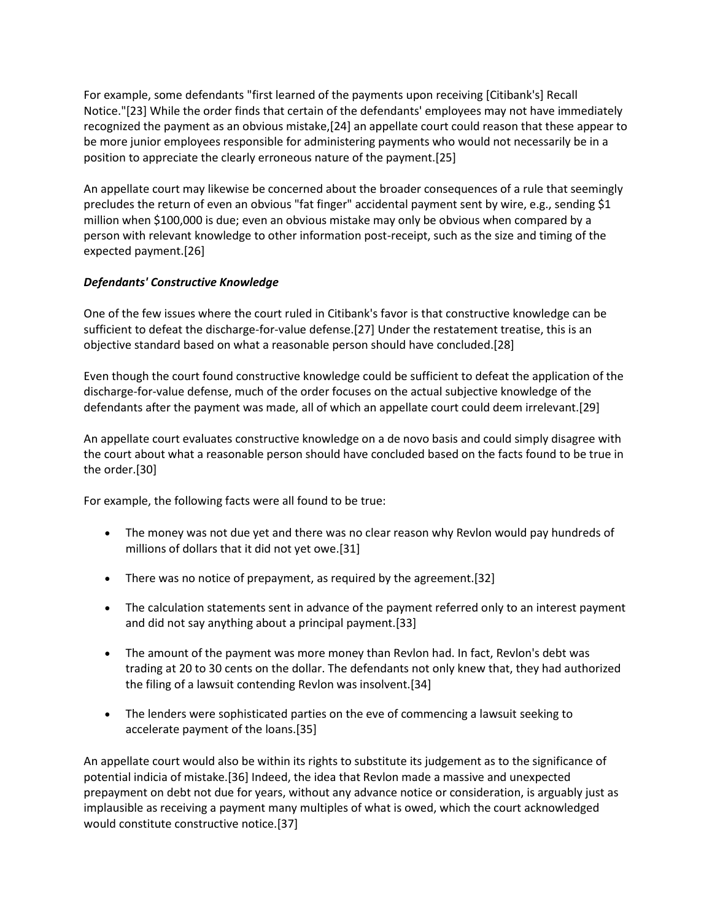For example, some defendants "first learned of the payments upon receiving [Citibank's] Recall Notice."[23] While the order finds that certain of the defendants' employees may not have immediately recognized the payment as an obvious mistake,[24] an appellate court could reason that these appear to be more junior employees responsible for administering payments who would not necessarily be in a position to appreciate the clearly erroneous nature of the payment.[25]

An appellate court may likewise be concerned about the broader consequences of a rule that seemingly precludes the return of even an obvious "fat finger" accidental payment sent by wire, e.g., sending $1 million when $100,000 is due; even an obvious mistake may only be obvious when compared by a person with relevant knowledge to other information post-receipt, such as the size and timing of the expected payment.[26]

***Defendants' Constructive Knowledge***

One of the few issues where the court ruled in Citibank's favor is that constructive knowledge can be sufficient to defeat the discharge-for-value defense.[27] Under the restatement treatise, this is an objective standard based on what a reasonable person should have concluded.[28]

Even though the court found constructive knowledge could be sufficient to defeat the application of the discharge-for-value defense, much of the order focuses on the actual subjective knowledge of the defendants after the payment was made, all of which an appellate court could deem irrelevant.[29]

An appellate court evaluates constructive knowledge on a de novo basis and could simply disagree with the court about what a reasonable person should have concluded based on the facts found to be true in the order.[30]

For example, the following facts were all found to be true:

- The money was not due yet and there was no clear reason why Revlon would pay hundreds of millions of dollars that it did not yet owe.[31]
- There was no notice of prepayment, as required by the agreement.[32]
- The calculation statements sent in advance of the payment referred only to an interest payment and did not say anything about a principal payment.[33]
- The amount of the payment was more money than Revlon had. In fact, Revlon's debt was trading at 20 to 30 cents on the dollar. The defendants not only knew that, they had authorized the filing of a lawsuit contending Revlon was insolvent.[34]
- The lenders were sophisticated parties on the eve of commencing a lawsuit seeking to accelerate payment of the loans.[35]

An appellate court would also be within its rights to substitute its judgement as to the significance of potential indicia of mistake.[36] Indeed, the idea that Revlon made a massive and unexpected prepayment on debt not due for years, without any advance notice or consideration, is arguably just as implausible as receiving a payment many multiples of what is owed, which the court acknowledged would constitute constructive notice.[37]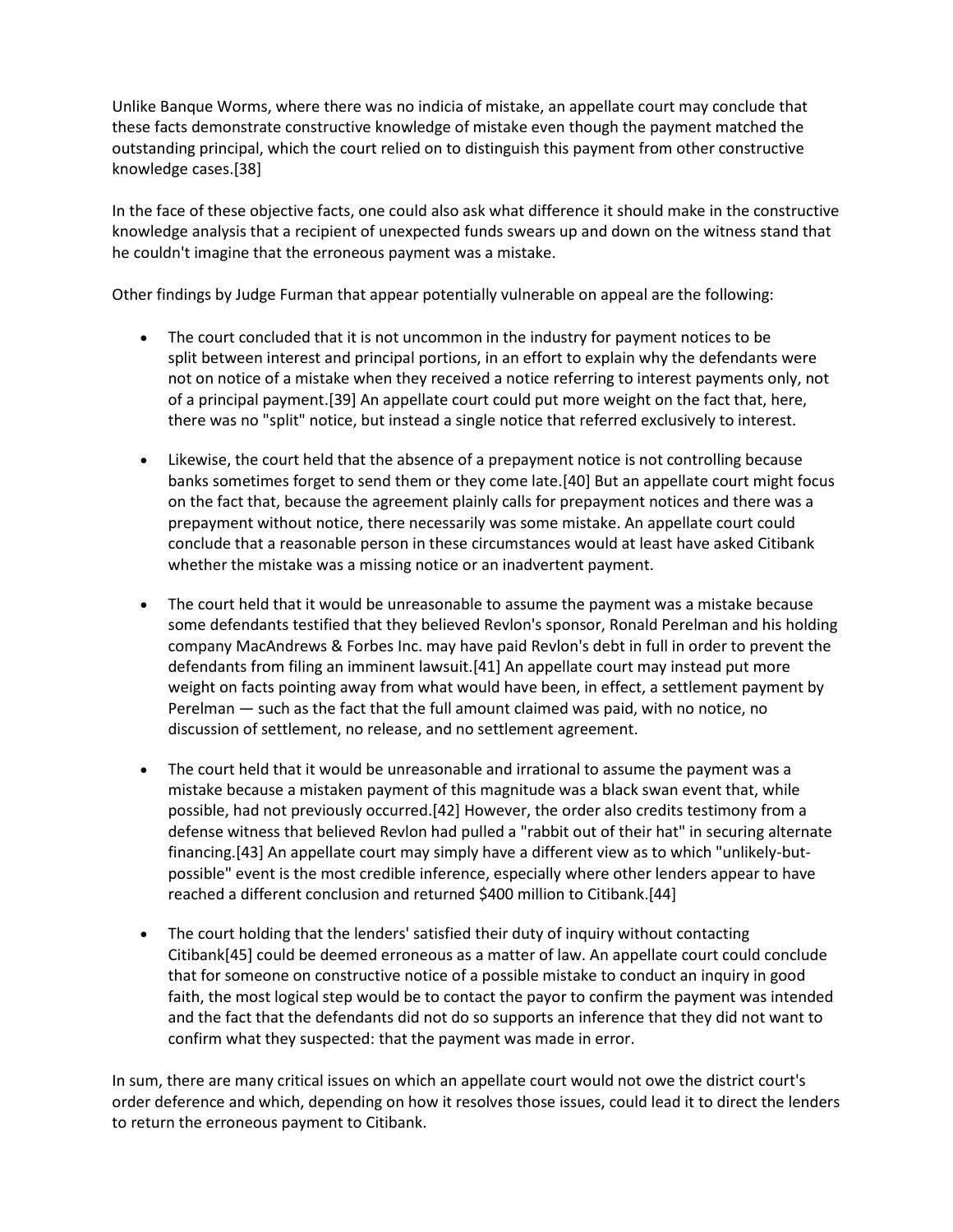Unlike Banque Worms, where there was no indicia of mistake, an appellate court may conclude that these facts demonstrate constructive knowledge of mistake even though the payment matched the outstanding principal, which the court relied on to distinguish this payment from other constructive knowledge cases.[38]

In the face of these objective facts, one could also ask what difference it should make in the constructive knowledge analysis that a recipient of unexpected funds swears up and down on the witness stand that he couldn't imagine that the erroneous payment was a mistake.

Other findings by Judge Furman that appear potentially vulnerable on appeal are the following:

- The court concluded that it is not uncommon in the industry for payment notices to be split between interest and principal portions, in an effort to explain why the defendants were not on notice of a mistake when they received a notice referring to interest payments only, not of a principal payment.[39] An appellate court could put more weight on the fact that, here, there was no "split" notice, but instead a single notice that referred exclusively to interest.
- Likewise, the court held that the absence of a prepayment notice is not controlling because banks sometimes forget to send them or they come late.[40] But an appellate court might focus on the fact that, because the agreement plainly calls for prepayment notices and there was a prepayment without notice, there necessarily was some mistake. An appellate court could conclude that a reasonable person in these circumstances would at least have asked Citibank whether the mistake was a missing notice or an inadvertent payment.
- The court held that it would be unreasonable to assume the payment was a mistake because some defendants testified that they believed Revlon's sponsor, Ronald Perelman and his holding company MacAndrews & Forbes Inc. may have paid Revlon's debt in full in order to prevent the defendants from filing an imminent lawsuit.[41] An appellate court may instead put more weight on facts pointing away from what would have been, in effect, a settlement payment by Perelman — such as the fact that the full amount claimed was paid, with no notice, no discussion of settlement, no release, and no settlement agreement.
- The court held that it would be unreasonable and irrational to assume the payment was a mistake because a mistaken payment of this magnitude was a black swan event that, while possible, had not previously occurred.[42] However, the order also credits testimony from a defense witness that believed Revlon had pulled a "rabbit out of their hat" in securing alternate financing.[43] An appellate court may simply have a different view as to which "unlikely-but-possible" event is the most credible inference, especially where other lenders appear to have reached a different conclusion and returned $400 million to Citibank.[44]
- The court holding that the lenders' satisfied their duty of inquiry without contacting Citibank[45] could be deemed erroneous as a matter of law. An appellate court could conclude that for someone on constructive notice of a possible mistake to conduct an inquiry in good faith, the most logical step would be to contact the payor to confirm the payment was intended and the fact that the defendants did not do so supports an inference that they did not want to confirm what they suspected: that the payment was made in error.

In sum, there are many critical issues on which an appellate court would not owe the district court's order deference and which, depending on how it resolves those issues, could lead it to direct the lenders to return the erroneous payment to Citibank.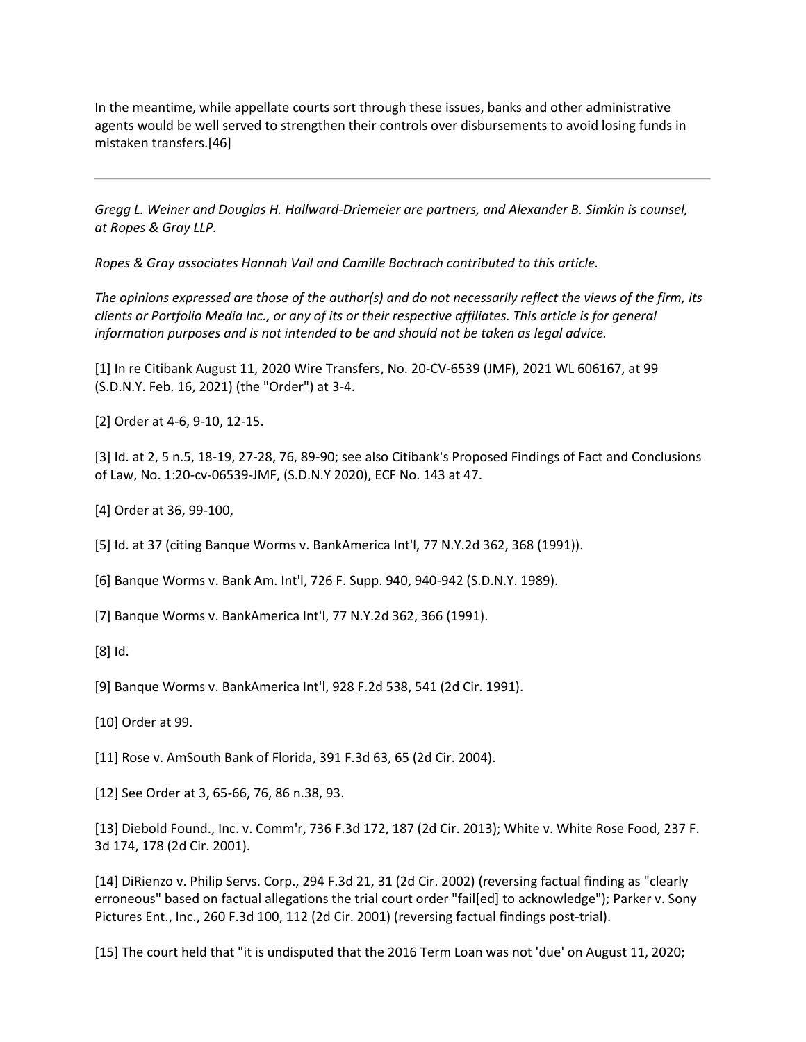In the meantime, while appellate courts sort through these issues, banks and other administrative agents would be well served to strengthen their controls over disbursements to avoid losing funds in mistaken transfers.[46]

---

*Gregg L. Weiner and Douglas H. Hallward-Driemeier are partners, and Alexander B. Simkin is counsel, at Ropes & Gray LLP.*

*Ropes & Gray associates Hannah Vail and Camille Bachrach contributed to this article.*

*The opinions expressed are those of the author(s) and do not necessarily reflect the views of the firm, its clients or Portfolio Media Inc., or any of its or their respective affiliates. This article is for general information purposes and is not intended to be and should not be taken as legal advice.*

[1] In re Citibank August 11, 2020 Wire Transfers, No. 20-CV-6539 (JMF), 2021 WL 606167, at 99 (S.D.N.Y. Feb. 16, 2021) (the "Order") at 3-4.

[2] Order at 4-6, 9-10, 12-15.

[3] Id. at 2, 5 n.5, 18-19, 27-28, 76, 89-90; see also Citibank's Proposed Findings of Fact and Conclusions of Law, No. 1:20-cv-06539-JMF, (S.D.N.Y 2020), ECF No. 143 at 47.

[4] Order at 36, 99-100,

[5] Id. at 37 (citing Banque Worms v. BankAmerica Int'l, 77 N.Y.2d 362, 368 (1991)).

[6] Banque Worms v. Bank Am. Int'l, 726 F. Supp. 940, 940-942 (S.D.N.Y. 1989).

[7] Banque Worms v. BankAmerica Int'l, 77 N.Y.2d 362, 366 (1991).

[8] Id.

[9] Banque Worms v. BankAmerica Int'l, 928 F.2d 538, 541 (2d Cir. 1991).

[10] Order at 99.

[11] Rose v. AmSouth Bank of Florida, 391 F.3d 63, 65 (2d Cir. 2004).

[12] See Order at 3, 65-66, 76, 86 n.38, 93.

[13] Diebold Found., Inc. v. Comm'r, 736 F.3d 172, 187 (2d Cir. 2013); White v. White Rose Food, 237 F. 3d 174, 178 (2d Cir. 2001).

[14] DiRienzo v. Philip Servs. Corp., 294 F.3d 21, 31 (2d Cir. 2002) (reversing factual finding as "clearly erroneous" based on factual allegations the trial court order "fail[ed] to acknowledge"); Parker v. Sony Pictures Ent., Inc., 260 F.3d 100, 112 (2d Cir. 2001) (reversing factual findings post-trial).

[15] The court held that "it is undisputed that the 2016 Term Loan was not 'due' on August 11, 2020;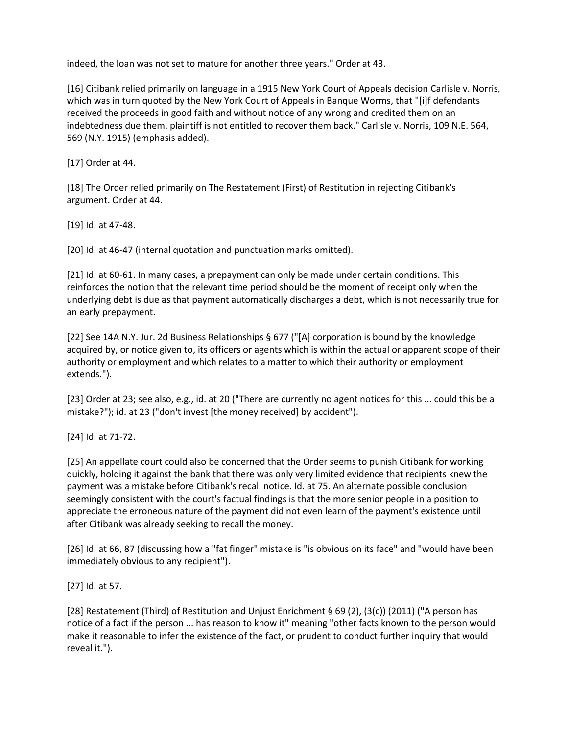indeed, the loan was not set to mature for another three years." Order at 43.

[16] Citibank relied primarily on language in a 1915 New York Court of Appeals decision Carlisle v. Norris, which was in turn quoted by the New York Court of Appeals in Banque Worms, that "[i]f defendants received the proceeds in good faith and without notice of any wrong and credited them on an indebtedness due them, plaintiff is not entitled to recover them back." Carlisle v. Norris, 109 N.E. 564, 569 (N.Y. 1915) (emphasis added).

[17] Order at 44.

[18] The Order relied primarily on The Restatement (First) of Restitution in rejecting Citibank's argument. Order at 44.

[19] Id. at 47-48.

[20] Id. at 46-47 (internal quotation and punctuation marks omitted).

[21] Id. at 60-61. In many cases, a prepayment can only be made under certain conditions. This reinforces the notion that the relevant time period should be the moment of receipt only when the underlying debt is due as that payment automatically discharges a debt, which is not necessarily true for an early prepayment.

[22] See 14A N.Y. Jur. 2d Business Relationships § 677 ("[A] corporation is bound by the knowledge acquired by, or notice given to, its officers or agents which is within the actual or apparent scope of their authority or employment and which relates to a matter to which their authority or employment extends.").

[23] Order at 23; see also, e.g., id. at 20 ("There are currently no agent notices for this ... could this be a mistake?"); id. at 23 ("don't invest [the money received] by accident").

[24] Id. at 71-72.

[25] An appellate court could also be concerned that the Order seems to punish Citibank for working quickly, holding it against the bank that there was only very limited evidence that recipients knew the payment was a mistake before Citibank's recall notice. Id. at 75. An alternate possible conclusion seemingly consistent with the court's factual findings is that the more senior people in a position to appreciate the erroneous nature of the payment did not even learn of the payment's existence until after Citibank was already seeking to recall the money.

[26] Id. at 66, 87 (discussing how a "fat finger" mistake is "is obvious on its face" and "would have been immediately obvious to any recipient").

[27] Id. at 57.

[28] Restatement (Third) of Restitution and Unjust Enrichment § 69 (2), (3(c)) (2011) ("A person has notice of a fact if the person ... has reason to know it" meaning "other facts known to the person would make it reasonable to infer the existence of the fact, or prudent to conduct further inquiry that would reveal it.").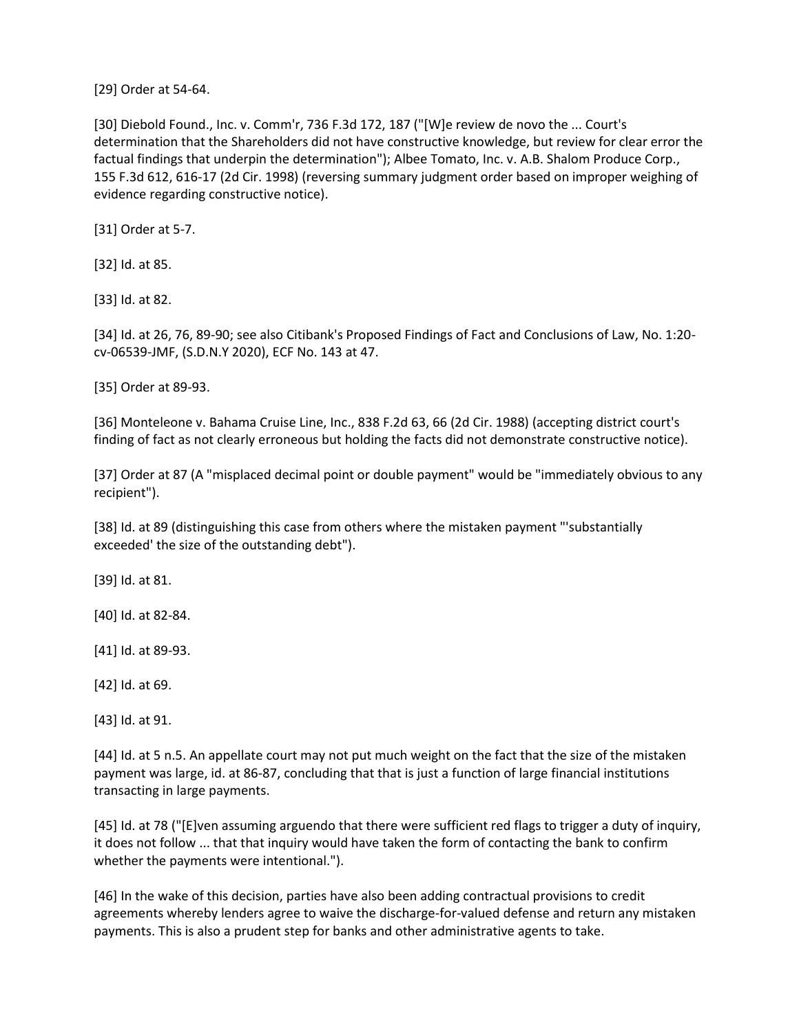[29] Order at 54-64.

[30] Diebold Found., Inc. v. Comm'r, 736 F.3d 172, 187 ("[W]e review de novo the ... Court's determination that the Shareholders did not have constructive knowledge, but review for clear error the factual findings that underpin the determination"); Albee Tomato, Inc. v. A.B. Shalom Produce Corp., 155 F.3d 612, 616-17 (2d Cir. 1998) (reversing summary judgment order based on improper weighing of evidence regarding constructive notice).

[31] Order at 5-7.

[32] Id. at 85.

[33] Id. at 82.

[34] Id. at 26, 76, 89-90; see also Citibank's Proposed Findings of Fact and Conclusions of Law, No. 1:20-cv-06539-JMF, (S.D.N.Y 2020), ECF No. 143 at 47.

[35] Order at 89-93.

[36] Monteleone v. Bahama Cruise Line, Inc., 838 F.2d 63, 66 (2d Cir. 1988) (accepting district court's finding of fact as not clearly erroneous but holding the facts did not demonstrate constructive notice).

[37] Order at 87 (A "misplaced decimal point or double payment" would be "immediately obvious to any recipient").

[38] Id. at 89 (distinguishing this case from others where the mistaken payment "'substantially exceeded' the size of the outstanding debt").

[39] Id. at 81.

[40] Id. at 82-84.

[41] Id. at 89-93.

[42] Id. at 69.

[43] Id. at 91.

[44] Id. at 5 n.5. An appellate court may not put much weight on the fact that the size of the mistaken payment was large, id. at 86-87, concluding that that is just a function of large financial institutions transacting in large payments.

[45] Id. at 78 ("[E]ven assuming arguendo that there were sufficient red flags to trigger a duty of inquiry, it does not follow ... that that inquiry would have taken the form of contacting the bank to confirm whether the payments were intentional.").

[46] In the wake of this decision, parties have also been adding contractual provisions to credit agreements whereby lenders agree to waive the discharge-for-valued defense and return any mistaken payments. This is also a prudent step for banks and other administrative agents to take.